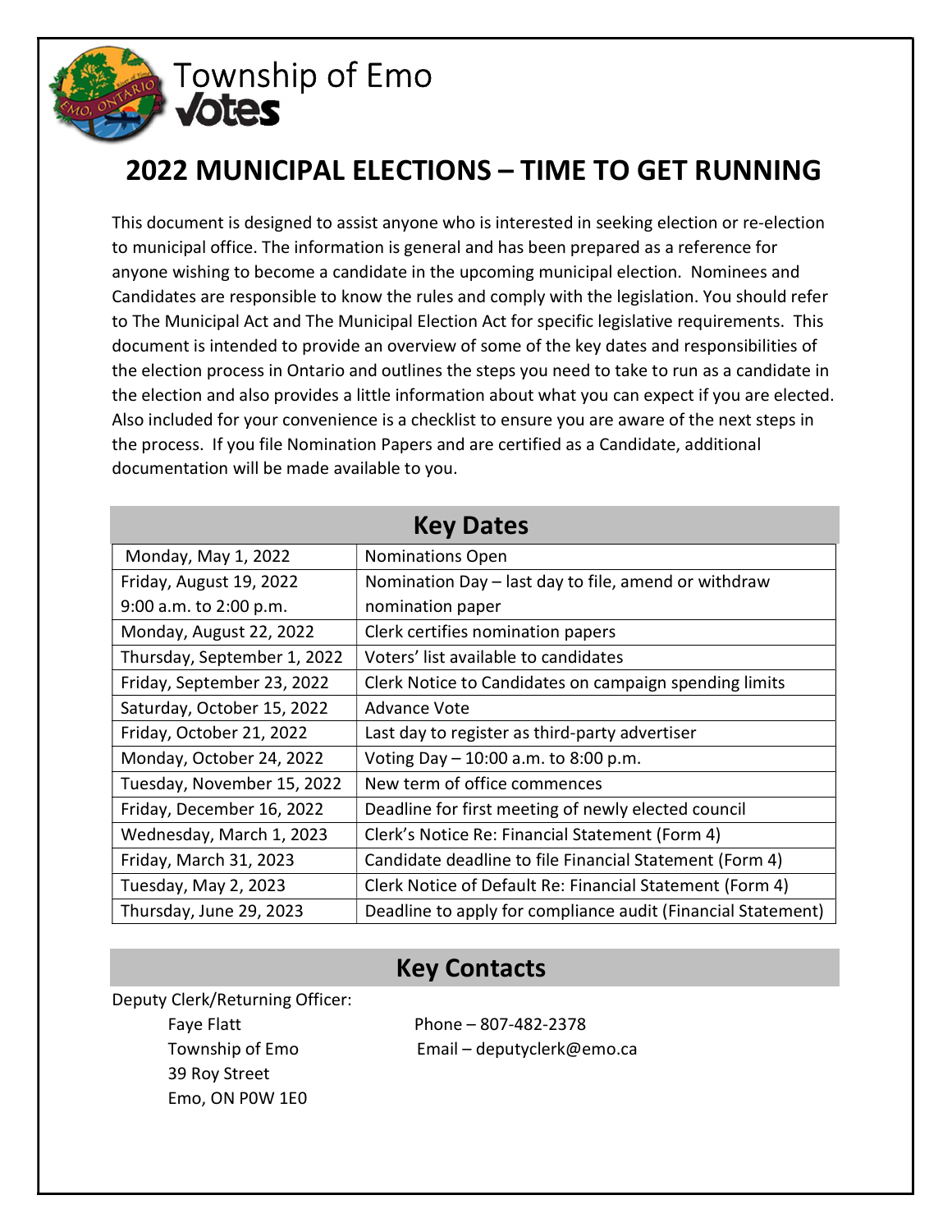Township of Emo
**Votes**

# 2022 MUNICIPAL ELECTIONS – TIME TO GET RUNNING

This document is designed to assist anyone who is interested in seeking election or re-election to municipal office. The information is general and has been prepared as a reference for anyone wishing to become a candidate in the upcoming municipal election. Nominees and Candidates are responsible to know the rules and comply with the legislation. You should refer to The Municipal Act and The Municipal Election Act for specific legislative requirements. This document is intended to provide an overview of some of the key dates and responsibilities of the election process in Ontario and outlines the steps you need to take to run as a candidate in the election and also provides a little information about what you can expect if you are elected. Also included for your convenience is a checklist to ensure you are aware of the next steps in the process. If you file Nomination Papers and are certified as a Candidate, additional documentation will be made available to you.

## Key Dates

| Date | Event |
|---|---|
| Monday, May 1, 2022 | Nominations Open |
| Friday, August 19, 2022 9:00 a.m. to 2:00 p.m. | Nomination Day – last day to file, amend or withdraw nomination paper |
| Monday, August 22, 2022 | Clerk certifies nomination papers |
| Thursday, September 1, 2022 | Voters' list available to candidates |
| Friday, September 23, 2022 | Clerk Notice to Candidates on campaign spending limits |
| Saturday, October 15, 2022 | Advance Vote |
| Friday, October 21, 2022 | Last day to register as third-party advertiser |
| Monday, October 24, 2022 | Voting Day – 10:00 a.m. to 8:00 p.m. |
| Tuesday, November 15, 2022 | New term of office commences |
| Friday, December 16, 2022 | Deadline for first meeting of newly elected council |
| Wednesday, March 1, 2023 | Clerk's Notice Re: Financial Statement (Form 4) |
| Friday, March 31, 2023 | Candidate deadline to file Financial Statement (Form 4) |
| Tuesday, May 2, 2023 | Clerk Notice of Default Re: Financial Statement (Form 4) |
| Thursday, June 29, 2023 | Deadline to apply for compliance audit (Financial Statement) |

## Key Contacts

Deputy Clerk/Returning Officer:

Faye Flatt
Township of Emo
39 Roy Street
Emo, ON P0W 1E0

Phone – 807-482-2378
Email – deputyclerk@emo.ca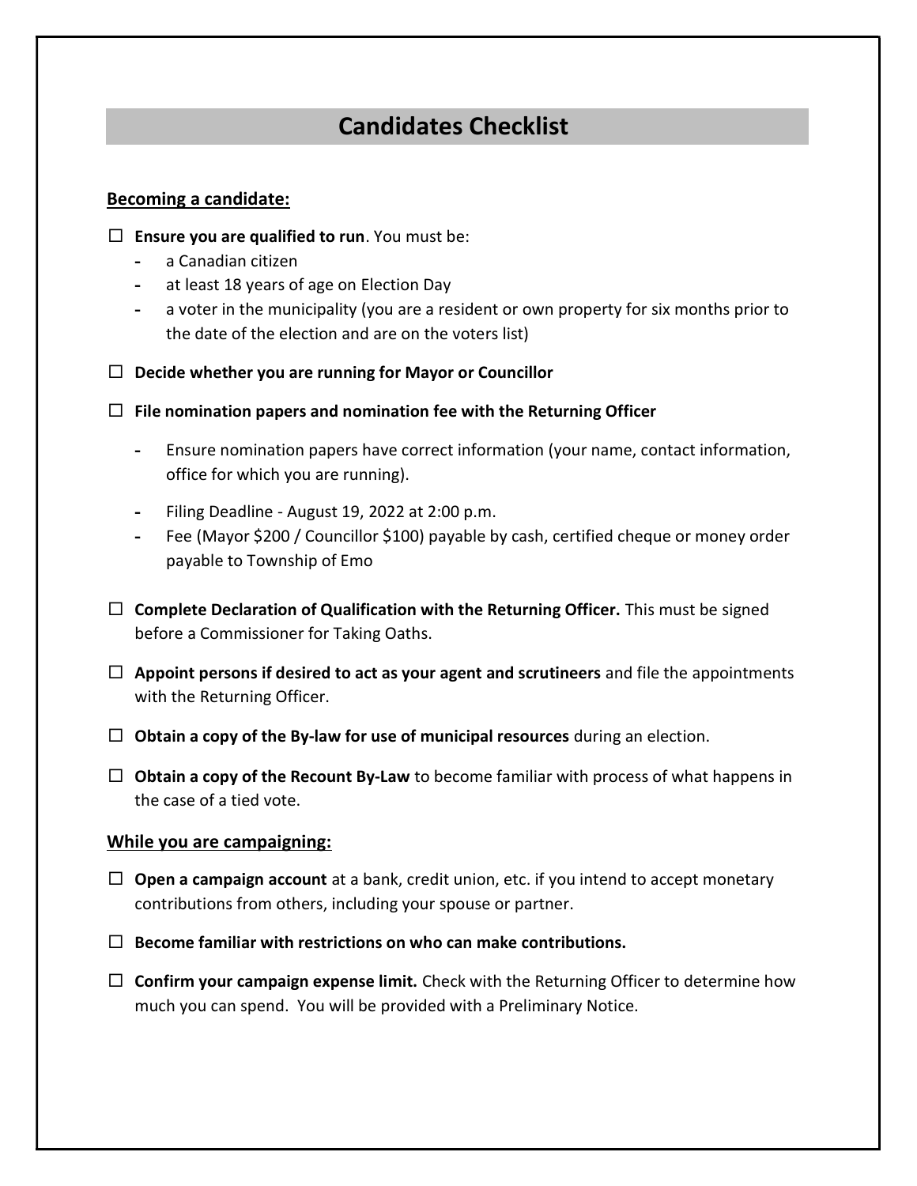# Candidates Checklist

**Becoming a candidate:**

☐ **Ensure you are qualified to run**. You must be:

- a Canadian citizen
- at least 18 years of age on Election Day
- a voter in the municipality (you are a resident or own property for six months prior to the date of the election and are on the voters list)

☐ **Decide whether you are running for Mayor or Councillor**

☐ **File nomination papers and nomination fee with the Returning Officer**

- Ensure nomination papers have correct information (your name, contact information, office for which you are running).
- Filing Deadline - August 19, 2022 at 2:00 p.m.
- Fee (Mayor $200 / Councillor $100) payable by cash, certified cheque or money order payable to Township of Emo

☐ **Complete Declaration of Qualification with the Returning Officer.** This must be signed before a Commissioner for Taking Oaths.

☐ **Appoint persons if desired to act as your agent and scrutineers** and file the appointments with the Returning Officer.

☐ **Obtain a copy of the By-law for use of municipal resources** during an election.

☐ **Obtain a copy of the Recount By-Law** to become familiar with process of what happens in the case of a tied vote.

**While you are campaigning:**

☐ **Open a campaign account** at a bank, credit union, etc. if you intend to accept monetary contributions from others, including your spouse or partner.

☐ **Become familiar with restrictions on who can make contributions.**

☐ **Confirm your campaign expense limit.** Check with the Returning Officer to determine how much you can spend. You will be provided with a Preliminary Notice.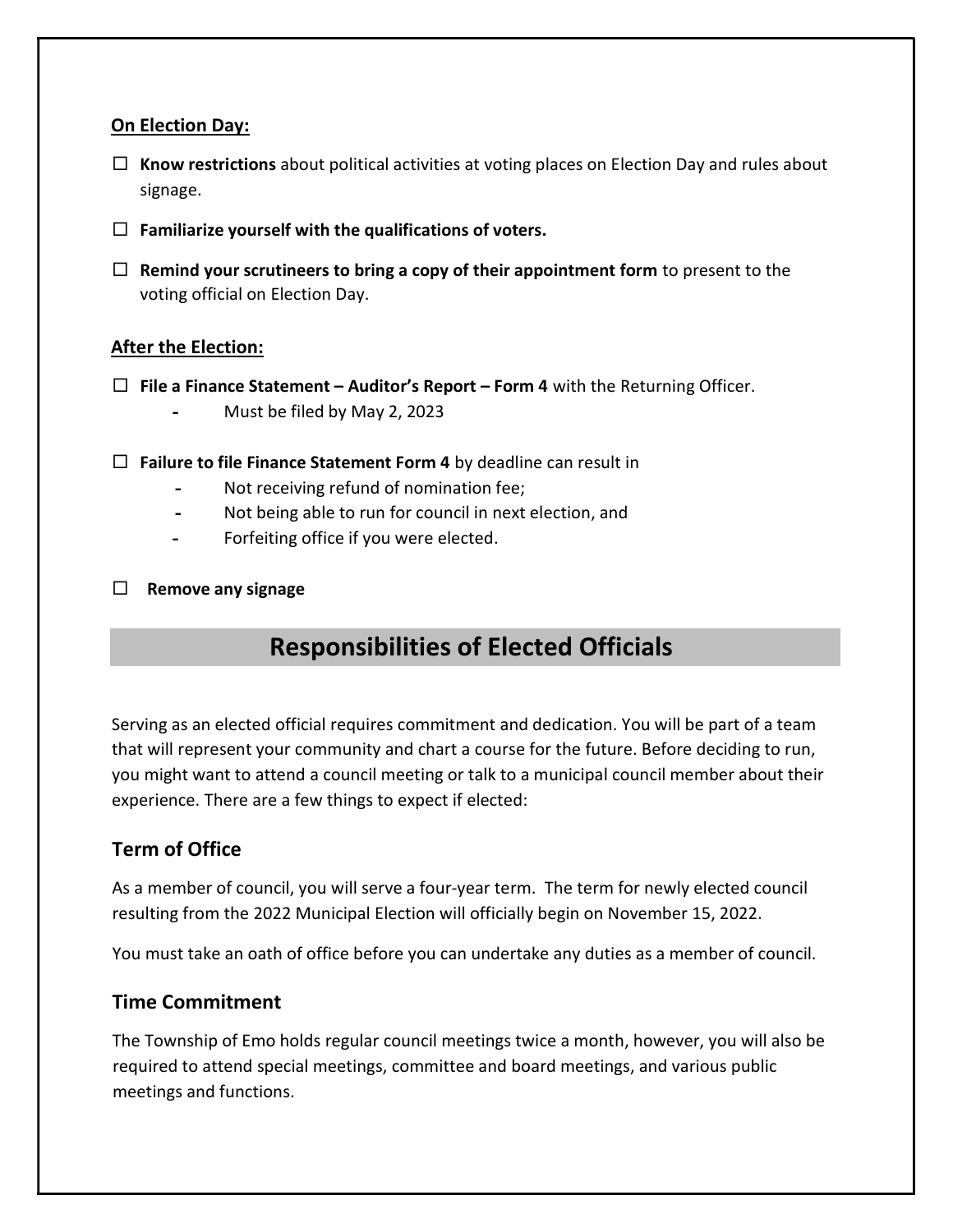**On Election Day:**

☐ **Know restrictions** about political activities at voting places on Election Day and rules about signage.

☐ **Familiarize yourself with the qualifications of voters.**

☐ **Remind your scrutineers to bring a copy of their appointment form** to present to the voting official on Election Day.

**After the Election:**

☐ **File a Finance Statement – Auditor's Report – Form 4** with the Returning Officer.

- Must be filed by May 2, 2023

☐ **Failure to file Finance Statement Form 4** by deadline can result in

- Not receiving refund of nomination fee;
- Not being able to run for council in next election, and
- Forfeiting office if you were elected.

☐ **Remove any signage**

## Responsibilities of Elected Officials

Serving as an elected official requires commitment and dedication. You will be part of a team that will represent your community and chart a course for the future. Before deciding to run, you might want to attend a council meeting or talk to a municipal council member about their experience. There are a few things to expect if elected:

### Term of Office

As a member of council, you will serve a four-year term. The term for newly elected council resulting from the 2022 Municipal Election will officially begin on November 15, 2022.

You must take an oath of office before you can undertake any duties as a member of council.

### Time Commitment

The Township of Emo holds regular council meetings twice a month, however, you will also be required to attend special meetings, committee and board meetings, and various public meetings and functions.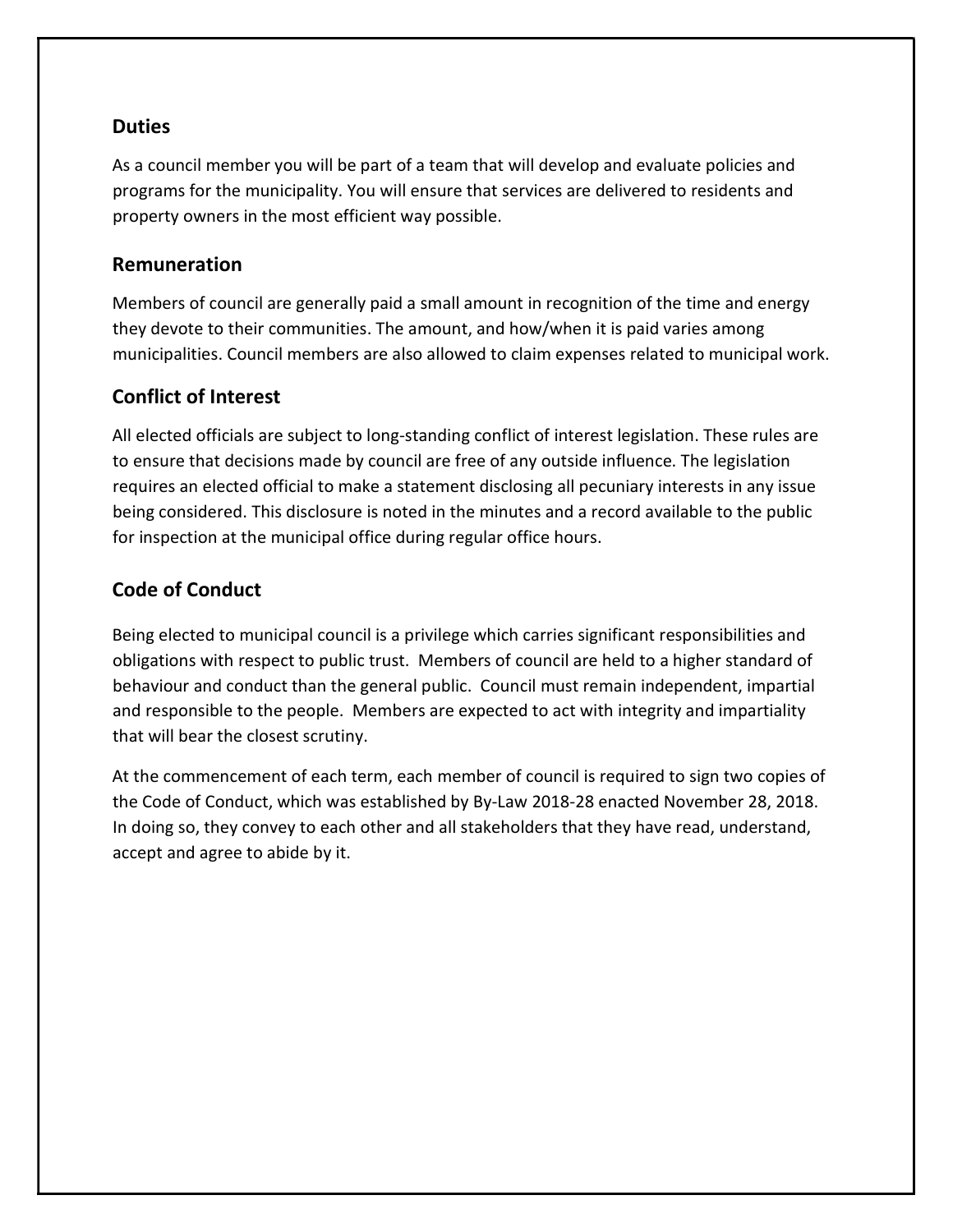## Duties

As a council member you will be part of a team that will develop and evaluate policies and programs for the municipality. You will ensure that services are delivered to residents and property owners in the most efficient way possible.

## Remuneration

Members of council are generally paid a small amount in recognition of the time and energy they devote to their communities. The amount, and how/when it is paid varies among municipalities. Council members are also allowed to claim expenses related to municipal work.

## Conflict of Interest

All elected officials are subject to long-standing conflict of interest legislation. These rules are to ensure that decisions made by council are free of any outside influence. The legislation requires an elected official to make a statement disclosing all pecuniary interests in any issue being considered. This disclosure is noted in the minutes and a record available to the public for inspection at the municipal office during regular office hours.

## Code of Conduct

Being elected to municipal council is a privilege which carries significant responsibilities and obligations with respect to public trust. Members of council are held to a higher standard of behaviour and conduct than the general public. Council must remain independent, impartial and responsible to the people. Members are expected to act with integrity and impartiality that will bear the closest scrutiny.

At the commencement of each term, each member of council is required to sign two copies of the Code of Conduct, which was established by By-Law 2018-28 enacted November 28, 2018. In doing so, they convey to each other and all stakeholders that they have read, understand, accept and agree to abide by it.